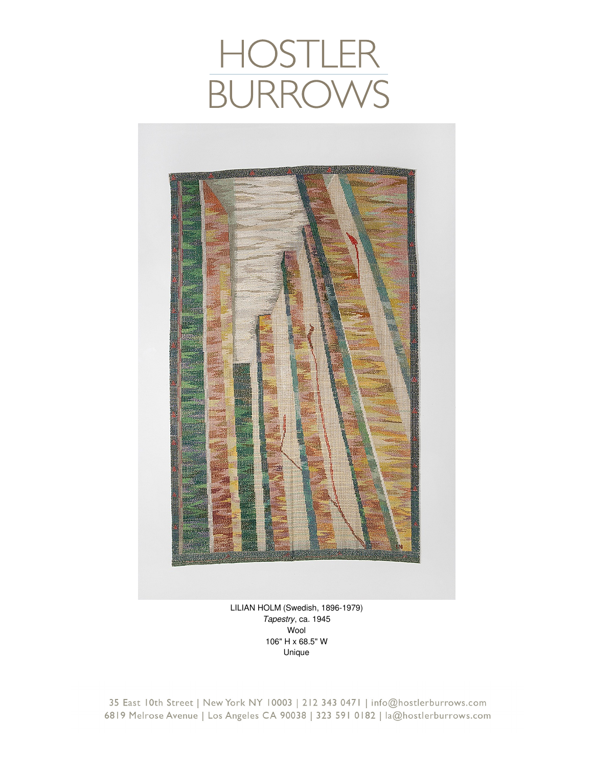# HOSTLER BURROWS

LILIAN HOLM (Swedish, 1896-1979)
*Tapestry*, ca. 1945
Wool
106" H x 68.5" W
Unique

35 East 10th Street | New York NY 10003 | 212 343 0471 | info@hostlerburrows.com
6819 Melrose Avenue | Los Angeles CA 90038 | 323 591 0182 | la@hostlerburrows.com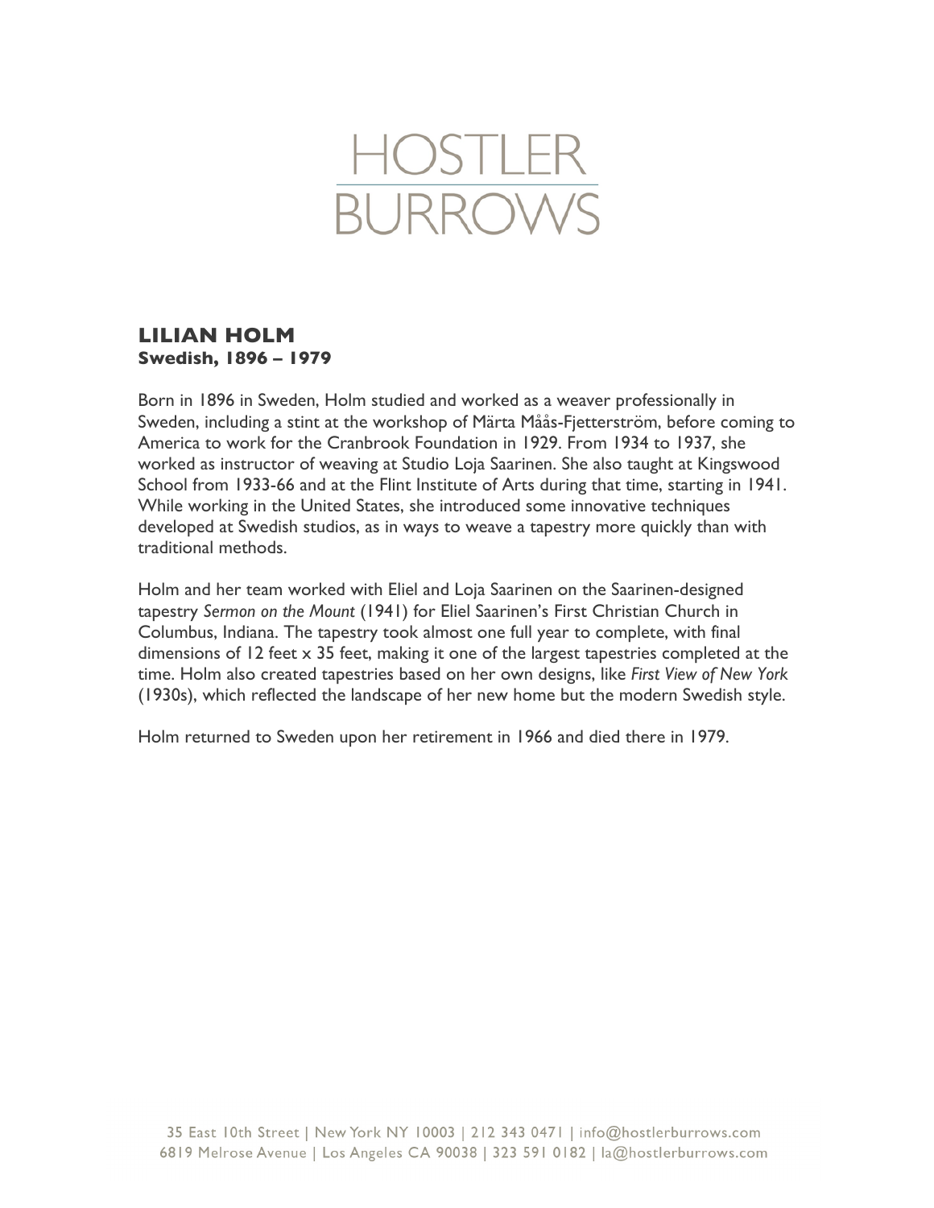HOSTLER
BURROWS

## LILIAN HOLM
**Swedish, 1896 – 1979**

Born in 1896 in Sweden, Holm studied and worked as a weaver professionally in Sweden, including a stint at the workshop of Märta Måås-Fjetterström, before coming to America to work for the Cranbrook Foundation in 1929. From 1934 to 1937, she worked as instructor of weaving at Studio Loja Saarinen. She also taught at Kingswood School from 1933-66 and at the Flint Institute of Arts during that time, starting in 1941. While working in the United States, she introduced some innovative techniques developed at Swedish studios, as in ways to weave a tapestry more quickly than with traditional methods.

Holm and her team worked with Eliel and Loja Saarinen on the Saarinen-designed tapestry *Sermon on the Mount* (1941) for Eliel Saarinen's First Christian Church in Columbus, Indiana. The tapestry took almost one full year to complete, with final dimensions of 12 feet x 35 feet, making it one of the largest tapestries completed at the time. Holm also created tapestries based on her own designs, like *First View of New York* (1930s), which reflected the landscape of her new home but the modern Swedish style.

Holm returned to Sweden upon her retirement in 1966 and died there in 1979.

35 East 10th Street | New York NY 10003 | 212 343 0471 | info@hostlerburrows.com
6819 Melrose Avenue | Los Angeles CA 90038 | 323 591 0182 | la@hostlerburrows.com